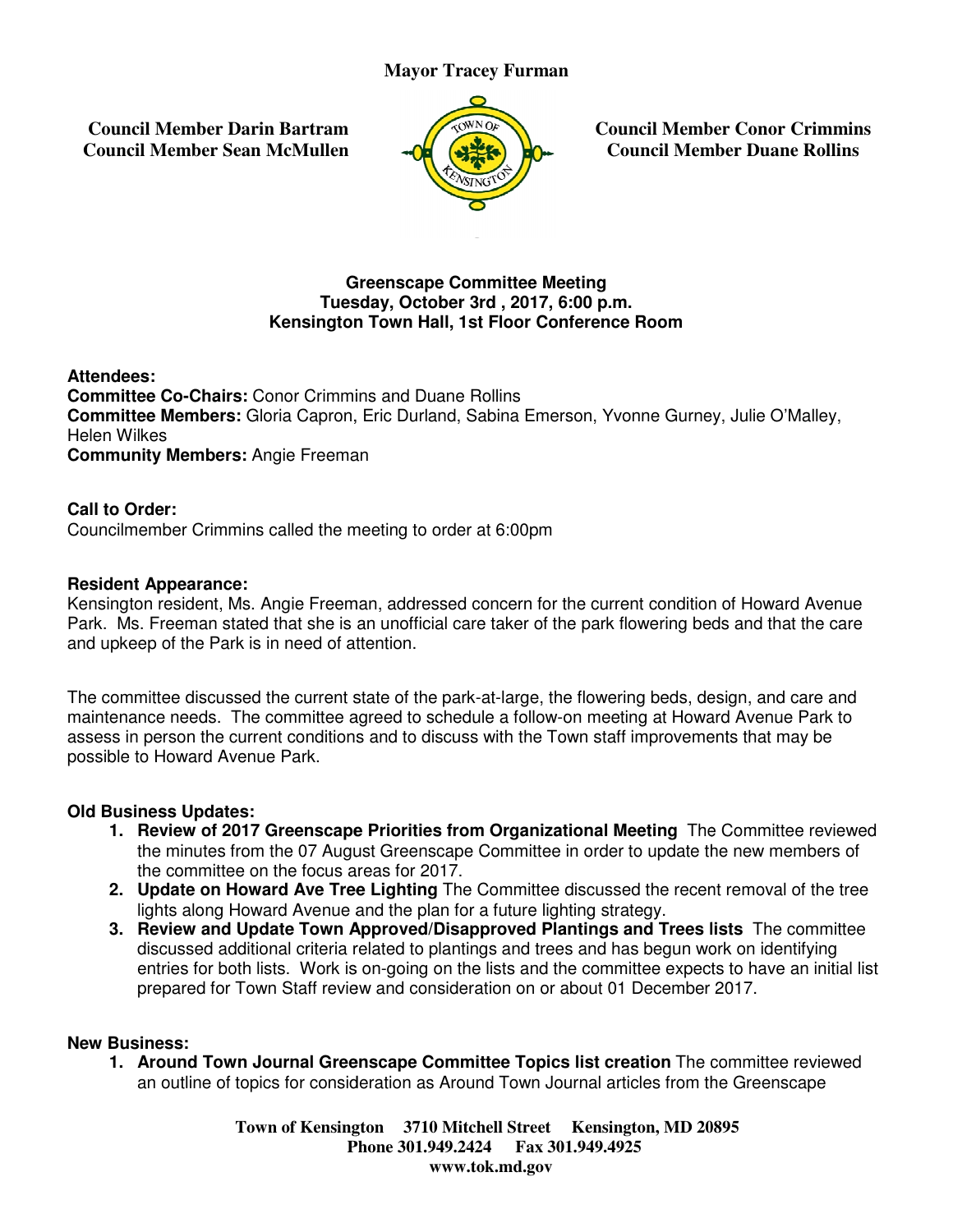**Mayor Tracey Furman**

**Council Member Darin Bartram**
**Council Member Sean McMullen**

**Council Member Conor Crimmins**
**Council Member Duane Rollins**

## Greenscape Committee Meeting
**Tuesday, October 3rd , 2017, 6:00 p.m.**
**Kensington Town Hall, 1st Floor Conference Room**

**Attendees:**
**Committee Co-Chairs:** Conor Crimmins and Duane Rollins
**Committee Members:** Gloria Capron, Eric Durland, Sabina Emerson, Yvonne Gurney, Julie O'Malley, Helen Wilkes
**Community Members:** Angie Freeman

**Call to Order:**
Councilmember Crimmins called the meeting to order at 6:00pm

**Resident Appearance:**
Kensington resident, Ms. Angie Freeman, addressed concern for the current condition of Howard Avenue Park. Ms. Freeman stated that she is an unofficial care taker of the park flowering beds and that the care and upkeep of the Park is in need of attention.

The committee discussed the current state of the park-at-large, the flowering beds, design, and care and maintenance needs. The committee agreed to schedule a follow-on meeting at Howard Avenue Park to assess in person the current conditions and to discuss with the Town staff improvements that may be possible to Howard Avenue Park.

**Old Business Updates:**

1. **Review of 2017 Greenscape Priorities from Organizational Meeting** The Committee reviewed the minutes from the 07 August Greenscape Committee in order to update the new members of the committee on the focus areas for 2017.
2. **Update on Howard Ave Tree Lighting** The Committee discussed the recent removal of the tree lights along Howard Avenue and the plan for a future lighting strategy.
3. **Review and Update Town Approved/Disapproved Plantings and Trees lists** The committee discussed additional criteria related to plantings and trees and has begun work on identifying entries for both lists. Work is on-going on the lists and the committee expects to have an initial list prepared for Town Staff review and consideration on or about 01 December 2017.

**New Business:**

1. **Around Town Journal Greenscape Committee Topics list creation** The committee reviewed an outline of topics for consideration as Around Town Journal articles from the Greenscape

**Town of Kensington 3710 Mitchell Street Kensington, MD 20895**
**Phone 301.949.2424 Fax 301.949.4925**
**www.tok.md.gov**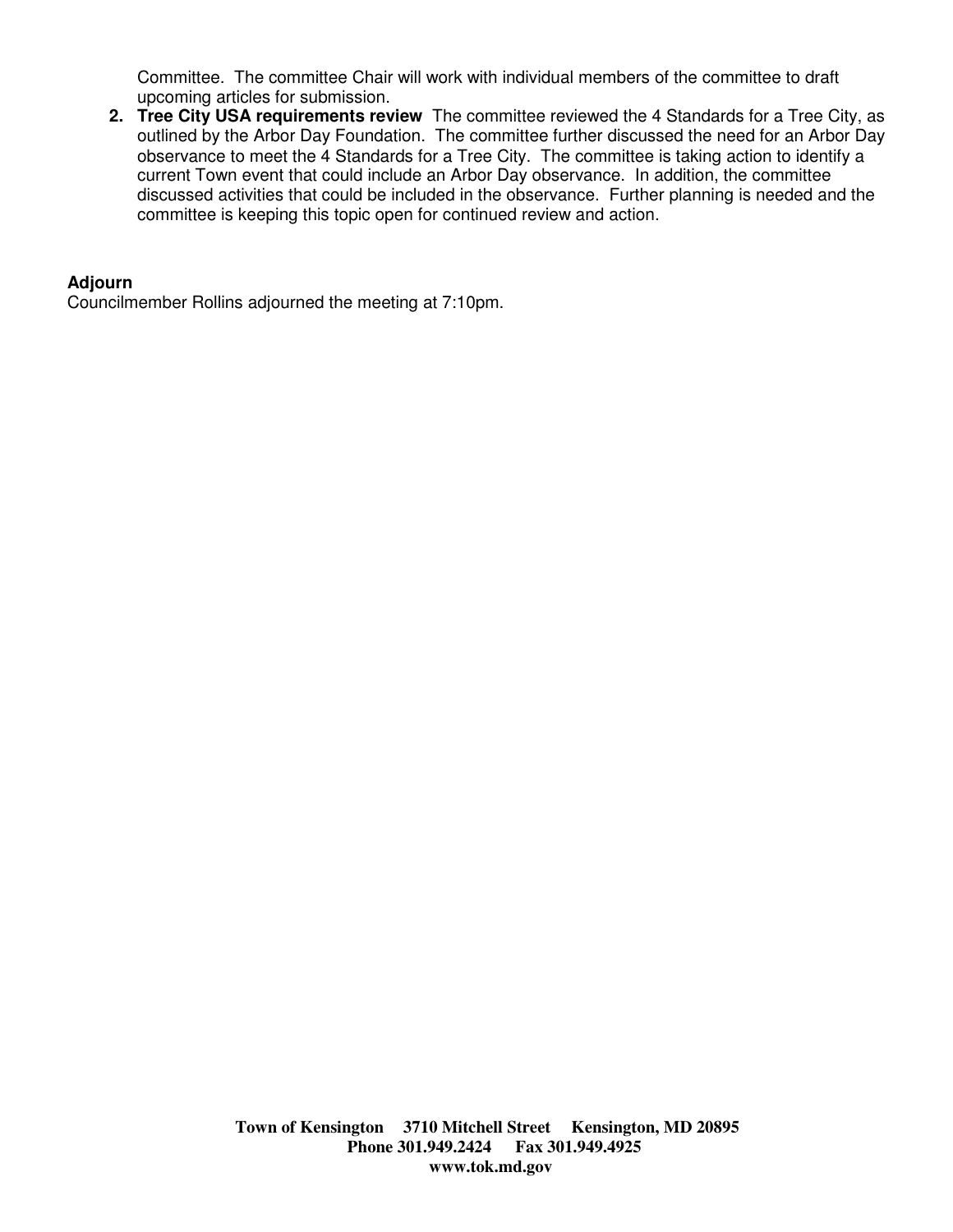Committee. The committee Chair will work with individual members of the committee to draft upcoming articles for submission.

2. **Tree City USA requirements review** The committee reviewed the 4 Standards for a Tree City, as outlined by the Arbor Day Foundation. The committee further discussed the need for an Arbor Day observance to meet the 4 Standards for a Tree City. The committee is taking action to identify a current Town event that could include an Arbor Day observance. In addition, the committee discussed activities that could be included in the observance. Further planning is needed and the committee is keeping this topic open for continued review and action.

**Adjourn**

Councilmember Rollins adjourned the meeting at 7:10pm.

**Town of Kensington 3710 Mitchell Street Kensington, MD 20895**
**Phone 301.949.2424 Fax 301.949.4925**
**www.tok.md.gov**